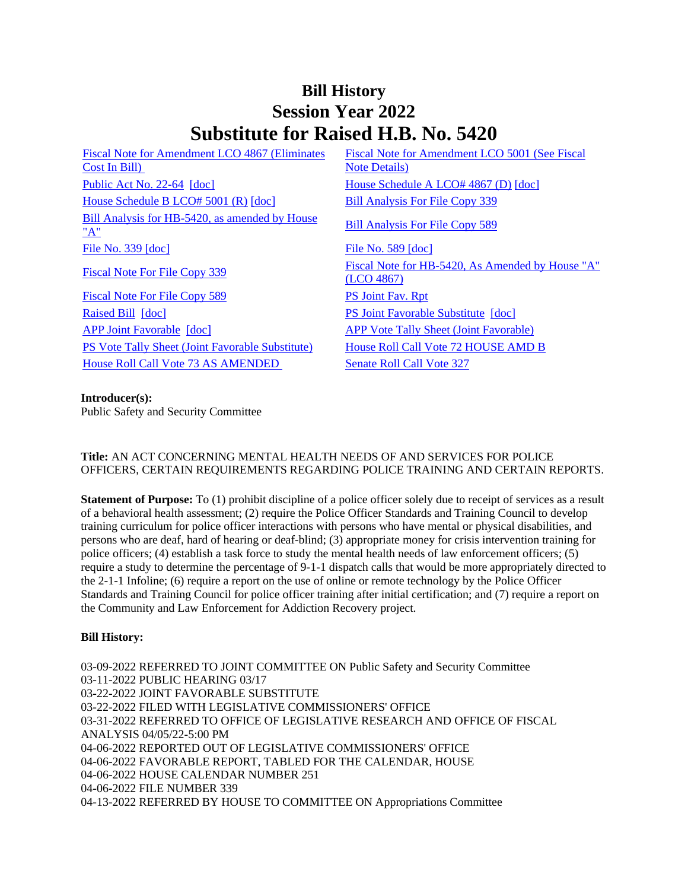# Bill History
# Session Year 2022
# Substitute for Raised H.B. No. 5420

| | |
|---|---|
| Fiscal Note for Amendment LCO 4867 (Eliminates Cost In Bill) | Fiscal Note for Amendment LCO 5001 (See Fiscal Note Details) |
| Public Act No. 22-64 [doc] | House Schedule A LCO# 4867 (D) [doc] |
| House Schedule B LCO# 5001 (R) [doc] | Bill Analysis For File Copy 339 |
| Bill Analysis for HB-5420, as amended by House "A" | Bill Analysis For File Copy 589 |
| File No. 339 [doc] | File No. 589 [doc] |
| Fiscal Note For File Copy 339 | Fiscal Note for HB-5420, As Amended by House "A" (LCO 4867) |
| Fiscal Note For File Copy 589 | PS Joint Fav. Rpt |
| Raised Bill [doc] | PS Joint Favorable Substitute [doc] |
| APP Joint Favorable [doc] | APP Vote Tally Sheet (Joint Favorable) |
| PS Vote Tally Sheet (Joint Favorable Substitute) | House Roll Call Vote 72 HOUSE AMD B |
| House Roll Call Vote 73 AS AMENDED | Senate Roll Call Vote 327 |

**Introducer(s):**
Public Safety and Security Committee

**Title:** AN ACT CONCERNING MENTAL HEALTH NEEDS OF AND SERVICES FOR POLICE OFFICERS, CERTAIN REQUIREMENTS REGARDING POLICE TRAINING AND CERTAIN REPORTS.

**Statement of Purpose:** To (1) prohibit discipline of a police officer solely due to receipt of services as a result of a behavioral health assessment; (2) require the Police Officer Standards and Training Council to develop training curriculum for police officer interactions with persons who have mental or physical disabilities, and persons who are deaf, hard of hearing or deaf-blind; (3) appropriate money for crisis intervention training for police officers; (4) establish a task force to study the mental health needs of law enforcement officers; (5) require a study to determine the percentage of 9-1-1 dispatch calls that would be more appropriately directed to the 2-1-1 Infoline; (6) require a report on the use of online or remote technology by the Police Officer Standards and Training Council for police officer training after initial certification; and (7) require a report on the Community and Law Enforcement for Addiction Recovery project.

**Bill History:**

03-09-2022 REFERRED TO JOINT COMMITTEE ON Public Safety and Security Committee
03-11-2022 PUBLIC HEARING 03/17
03-22-2022 JOINT FAVORABLE SUBSTITUTE
03-22-2022 FILED WITH LEGISLATIVE COMMISSIONERS' OFFICE
03-31-2022 REFERRED TO OFFICE OF LEGISLATIVE RESEARCH AND OFFICE OF FISCAL ANALYSIS 04/05/22-5:00 PM
04-06-2022 REPORTED OUT OF LEGISLATIVE COMMISSIONERS' OFFICE
04-06-2022 FAVORABLE REPORT, TABLED FOR THE CALENDAR, HOUSE
04-06-2022 HOUSE CALENDAR NUMBER 251
04-06-2022 FILE NUMBER 339
04-13-2022 REFERRED BY HOUSE TO COMMITTEE ON Appropriations Committee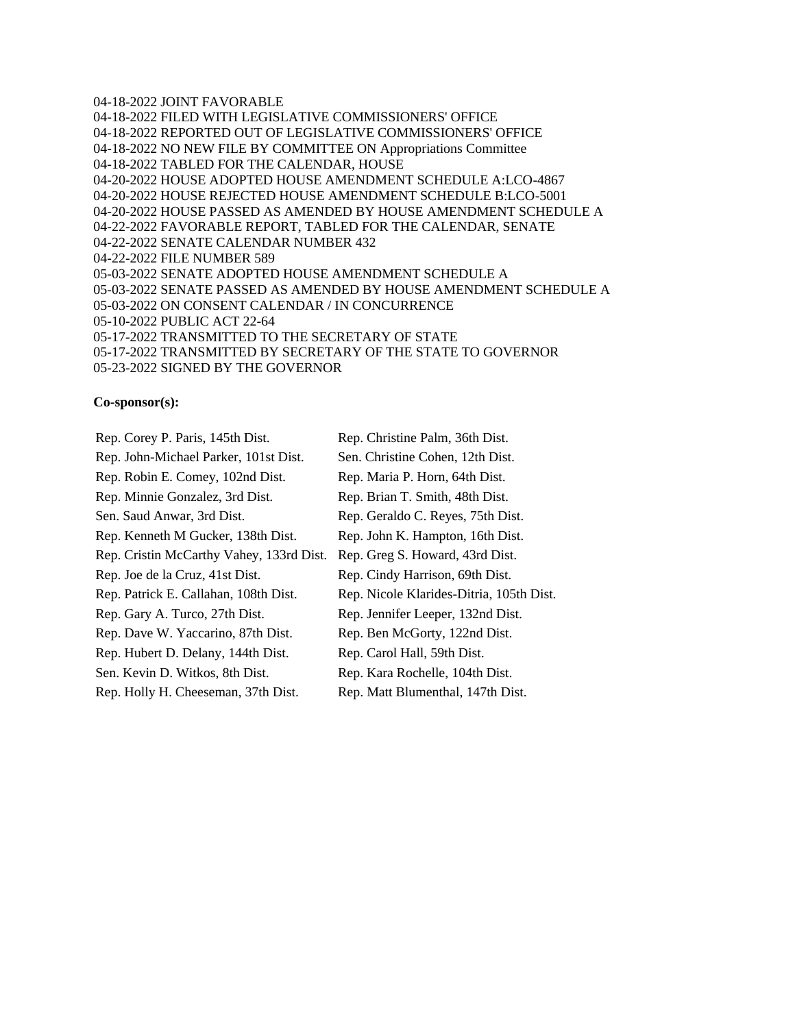04-18-2022 JOINT FAVORABLE
04-18-2022 FILED WITH LEGISLATIVE COMMISSIONERS' OFFICE
04-18-2022 REPORTED OUT OF LEGISLATIVE COMMISSIONERS' OFFICE
04-18-2022 NO NEW FILE BY COMMITTEE ON Appropriations Committee
04-18-2022 TABLED FOR THE CALENDAR, HOUSE
04-20-2022 HOUSE ADOPTED HOUSE AMENDMENT SCHEDULE A:LCO-4867
04-20-2022 HOUSE REJECTED HOUSE AMENDMENT SCHEDULE B:LCO-5001
04-20-2022 HOUSE PASSED AS AMENDED BY HOUSE AMENDMENT SCHEDULE A
04-22-2022 FAVORABLE REPORT, TABLED FOR THE CALENDAR, SENATE
04-22-2022 SENATE CALENDAR NUMBER 432
04-22-2022 FILE NUMBER 589
05-03-2022 SENATE ADOPTED HOUSE AMENDMENT SCHEDULE A
05-03-2022 SENATE PASSED AS AMENDED BY HOUSE AMENDMENT SCHEDULE A
05-03-2022 ON CONSENT CALENDAR / IN CONCURRENCE
05-10-2022 PUBLIC ACT 22-64
05-17-2022 TRANSMITTED TO THE SECRETARY OF STATE
05-17-2022 TRANSMITTED BY SECRETARY OF THE STATE TO GOVERNOR
05-23-2022 SIGNED BY THE GOVERNOR

**Co-sponsor(s):**

| | |
|---|---|
| Rep. Corey P. Paris, 145th Dist. | Rep. Christine Palm, 36th Dist. |
| Rep. John-Michael Parker, 101st Dist. | Sen. Christine Cohen, 12th Dist. |
| Rep. Robin E. Comey, 102nd Dist. | Rep. Maria P. Horn, 64th Dist. |
| Rep. Minnie Gonzalez, 3rd Dist. | Rep. Brian T. Smith, 48th Dist. |
| Sen. Saud Anwar, 3rd Dist. | Rep. Geraldo C. Reyes, 75th Dist. |
| Rep. Kenneth M Gucker, 138th Dist. | Rep. John K. Hampton, 16th Dist. |
| Rep. Cristin McCarthy Vahey, 133rd Dist. | Rep. Greg S. Howard, 43rd Dist. |
| Rep. Joe de la Cruz, 41st Dist. | Rep. Cindy Harrison, 69th Dist. |
| Rep. Patrick E. Callahan, 108th Dist. | Rep. Nicole Klarides-Ditria, 105th Dist. |
| Rep. Gary A. Turco, 27th Dist. | Rep. Jennifer Leeper, 132nd Dist. |
| Rep. Dave W. Yaccarino, 87th Dist. | Rep. Ben McGorty, 122nd Dist. |
| Rep. Hubert D. Delany, 144th Dist. | Rep. Carol Hall, 59th Dist. |
| Sen. Kevin D. Witkos, 8th Dist. | Rep. Kara Rochelle, 104th Dist. |
| Rep. Holly H. Cheeseman, 37th Dist. | Rep. Matt Blumenthal, 147th Dist. |